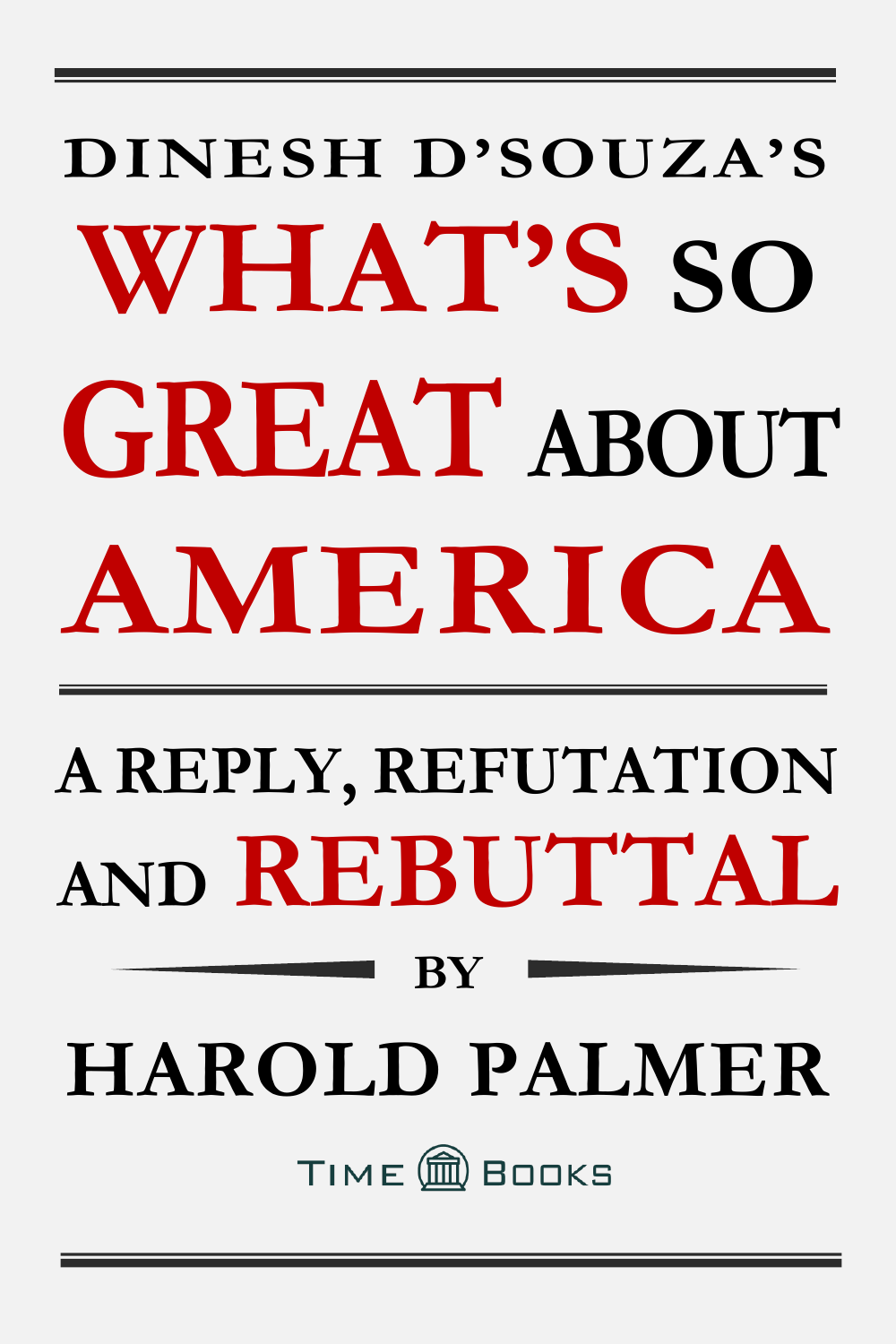# DINESH D'SOUZA'S WHAT'S SO GREAT ABOUT AMERICA

## A REPLY, REFUTATION AND REBUTTAL

BY

**HAROLD PALMER**

TIME BOOKS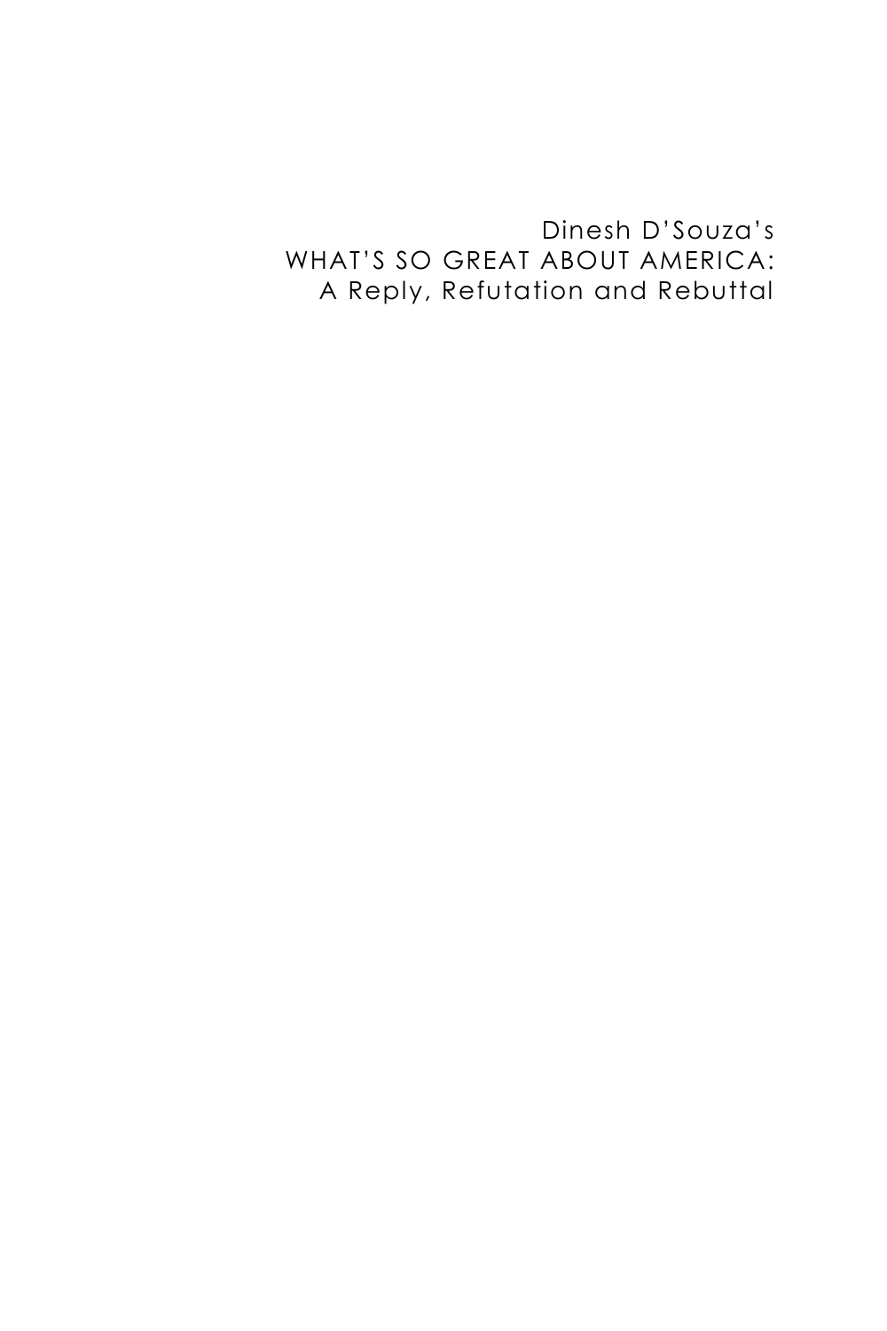Dinesh D'Souza's
WHAT'S SO GREAT ABOUT AMERICA:
A Reply, Refutation and Rebuttal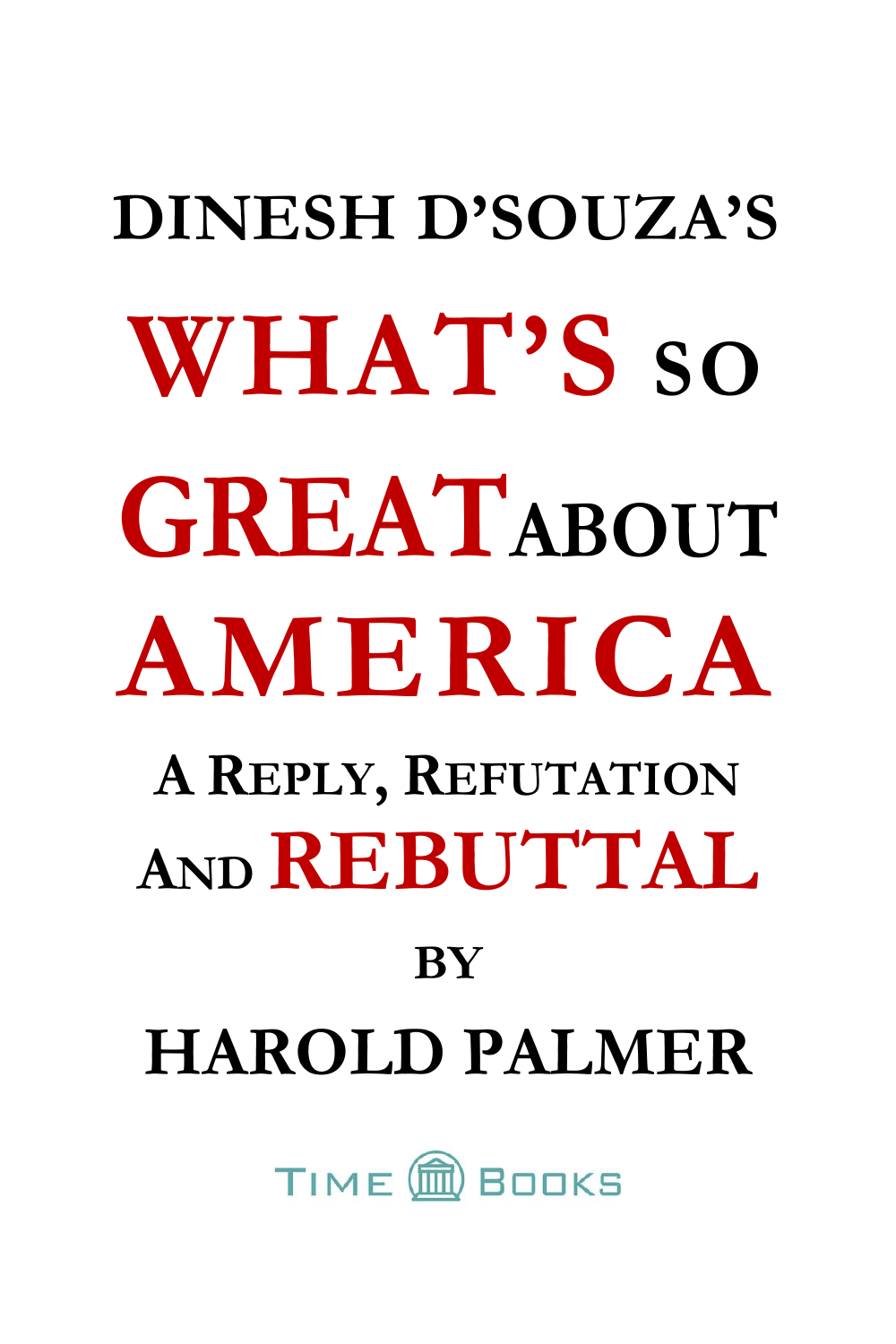# DINESH D'SOUZA'S

# WHAT'S SO GREAT ABOUT AMERICA

## A REPLY, REFUTATION AND REBUTTAL

BY

## HAROLD PALMER

TIME BOOKS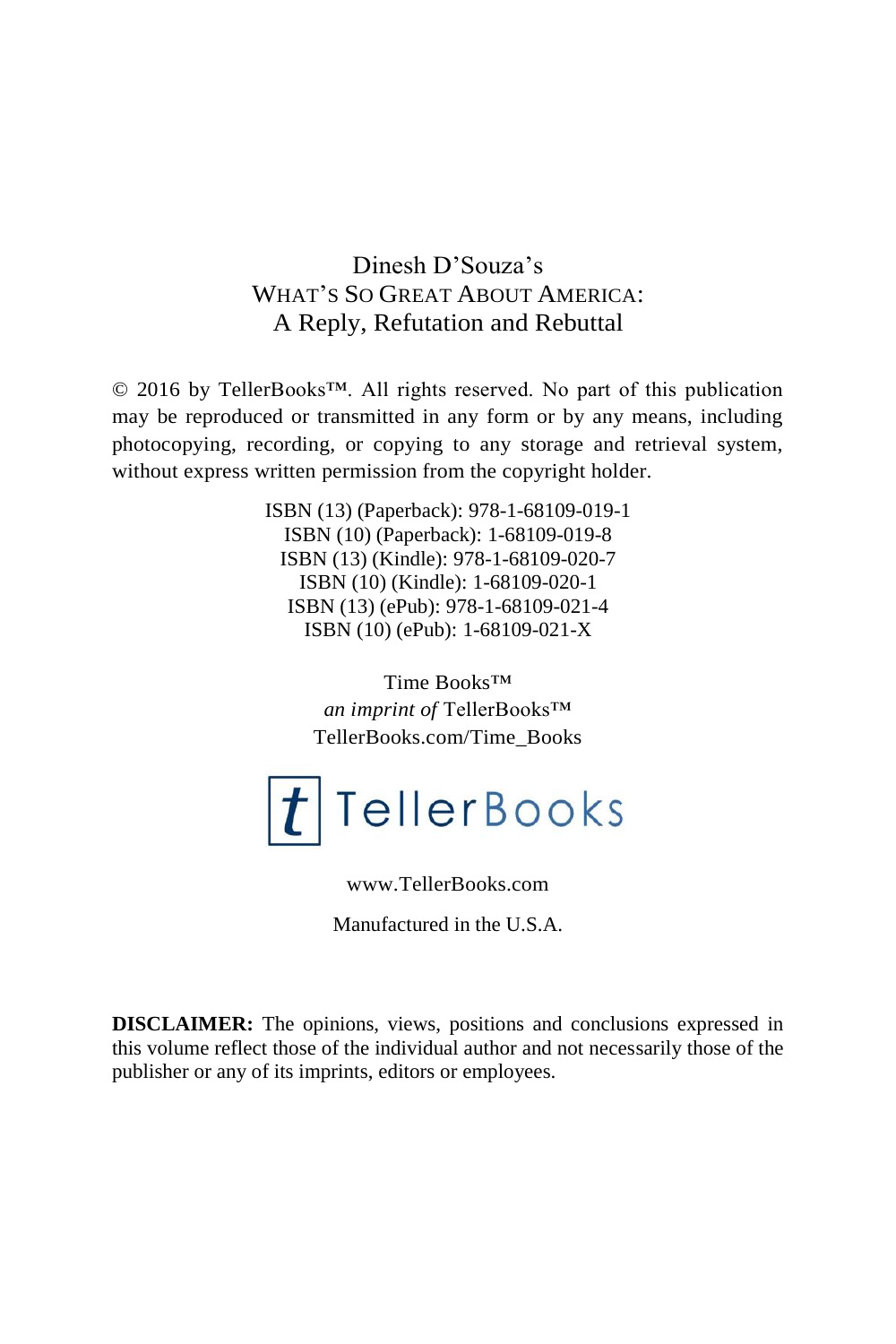Dinesh D'Souza's
WHAT'S SO GREAT ABOUT AMERICA:
A Reply, Refutation and Rebuttal

© 2016 by TellerBooks™. All rights reserved. No part of this publication may be reproduced or transmitted in any form or by any means, including photocopying, recording, or copying to any storage and retrieval system, without express written permission from the copyright holder.

ISBN (13) (Paperback): 978-1-68109-019-1
ISBN (10) (Paperback): 1-68109-019-8
ISBN (13) (Kindle): 978-1-68109-020-7
ISBN (10) (Kindle): 1-68109-020-1
ISBN (13) (ePub): 978-1-68109-021-4
ISBN (10) (ePub): 1-68109-021-X

Time Books™
*an imprint of* TellerBooks™
TellerBooks.com/Time_Books

TellerBooks

www.TellerBooks.com

Manufactured in the U.S.A.

**DISCLAIMER:** The opinions, views, positions and conclusions expressed in this volume reflect those of the individual author and not necessarily those of the publisher or any of its imprints, editors or employees.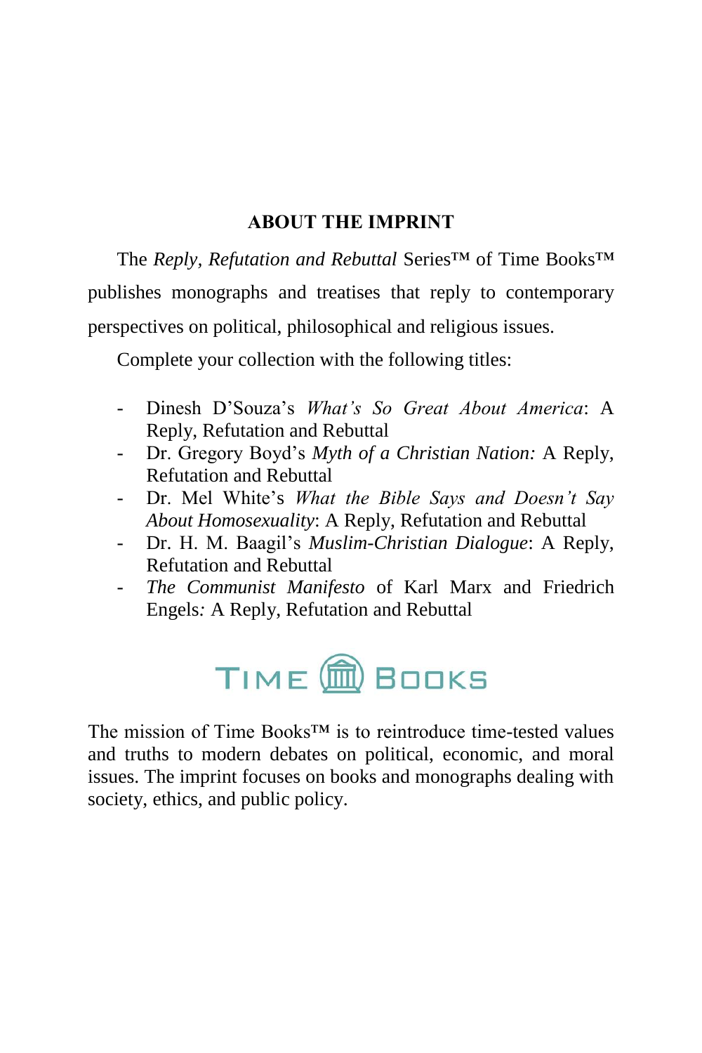## ABOUT THE IMPRINT

The *Reply, Refutation and Rebuttal* Series™ of Time Books™ publishes monographs and treatises that reply to contemporary perspectives on political, philosophical and religious issues.

Complete your collection with the following titles:

- Dinesh D'Souza's *What's So Great About America*: A Reply, Refutation and Rebuttal
- Dr. Gregory Boyd's *Myth of a Christian Nation:* A Reply, Refutation and Rebuttal
- Dr. Mel White's *What the Bible Says and Doesn't Say About Homosexuality*: A Reply, Refutation and Rebuttal
- Dr. H. M. Baagil's *Muslim-Christian Dialogue*: A Reply, Refutation and Rebuttal
- *The Communist Manifesto* of Karl Marx and Friedrich Engels*:* A Reply, Refutation and Rebuttal

TIME BOOKS

The mission of Time Books™ is to reintroduce time-tested values and truths to modern debates on political, economic, and moral issues. The imprint focuses on books and monographs dealing with society, ethics, and public policy.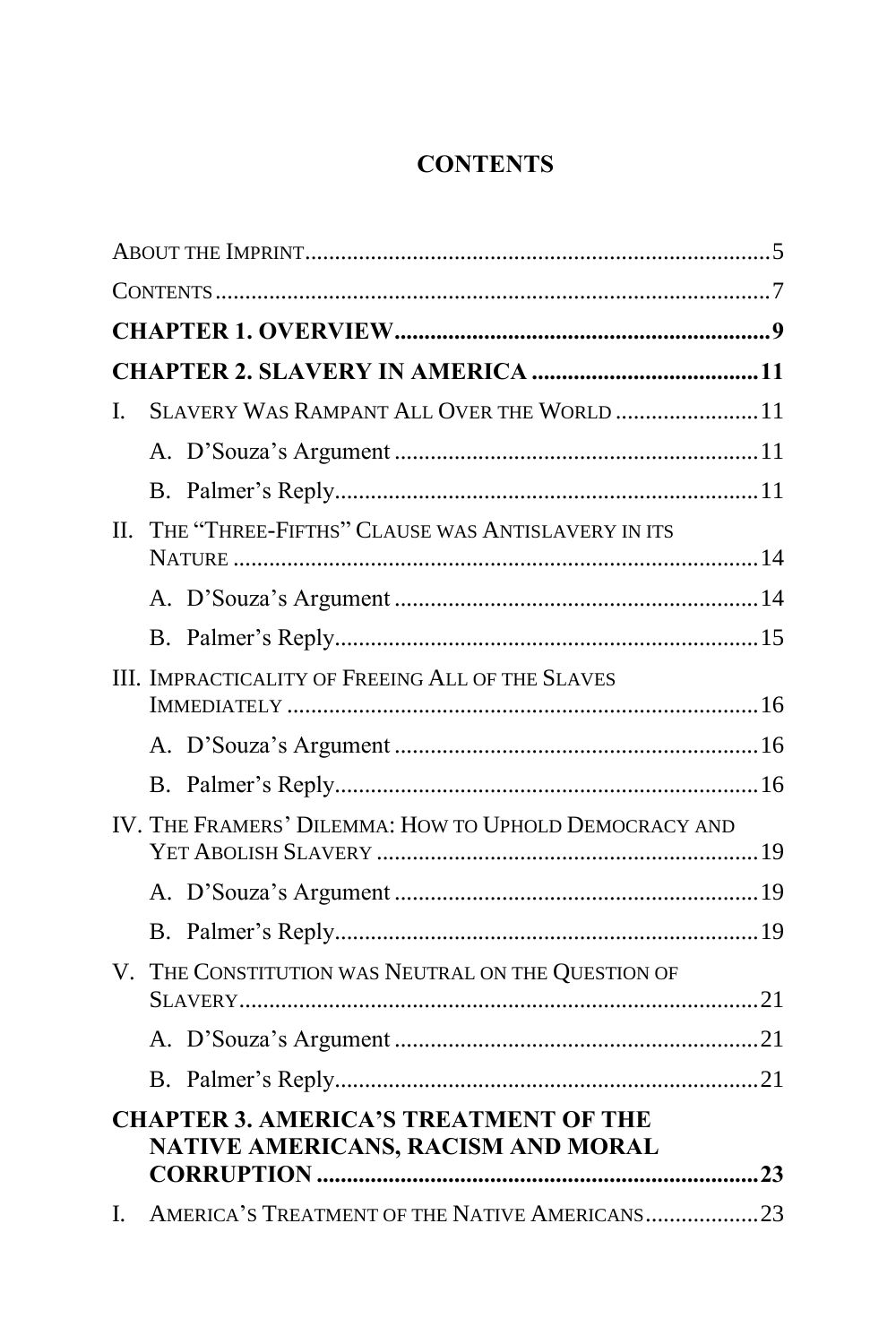## CONTENTS

About the Imprint ..... 5

Contents ..... 7

**CHAPTER 1. OVERVIEW ..... 9**

**CHAPTER 2. SLAVERY IN AMERICA ..... 11**

I. Slavery Was Rampant All Over the World ..... 11

- A. D'Souza's Argument ..... 11
- B. Palmer's Reply ..... 11

II. The "Three-Fifths" Clause was Antislavery in its Nature ..... 14

- A. D'Souza's Argument ..... 14
- B. Palmer's Reply ..... 15

III. Impracticality of Freeing All of the Slaves Immediately ..... 16

- A. D'Souza's Argument ..... 16
- B. Palmer's Reply ..... 16

IV. The Framers' Dilemma: How to Uphold Democracy and Yet Abolish Slavery ..... 19

- A. D'Souza's Argument ..... 19
- B. Palmer's Reply ..... 19

V. The Constitution was Neutral on the Question of Slavery ..... 21

- A. D'Souza's Argument ..... 21
- B. Palmer's Reply ..... 21

**CHAPTER 3. AMERICA'S TREATMENT OF THE NATIVE AMERICANS, RACISM AND MORAL CORRUPTION ..... 23**

I. America's Treatment of the Native Americans ..... 23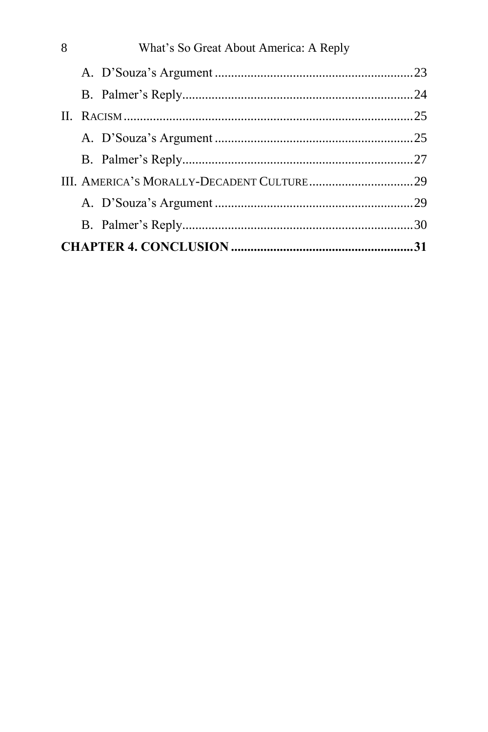A. D'Souza's Argument ............................................................23

B. Palmer's Reply......................................................................24

II. RACISM.......................................................................................25

A. D'Souza's Argument ............................................................25

B. Palmer's Reply......................................................................27

III. AMERICA'S MORALLY-DECADENT CULTURE................................29

A. D'Souza's Argument ............................................................29

B. Palmer's Reply......................................................................30

**CHAPTER 4. CONCLUSION .......................................................31**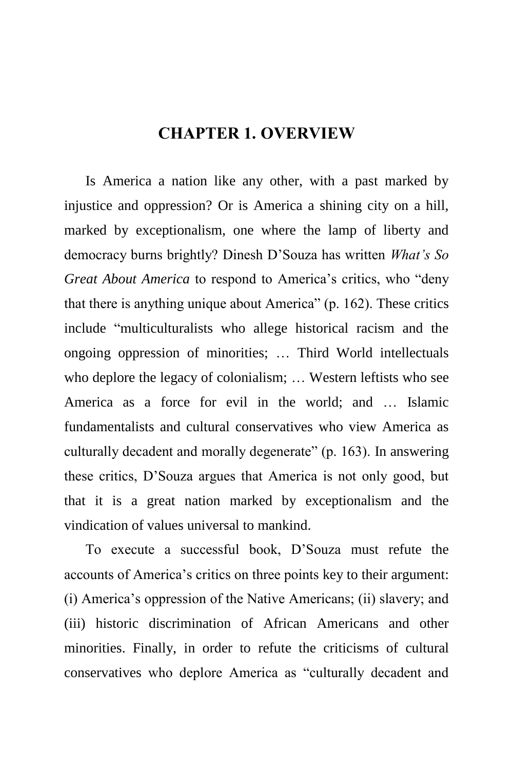# CHAPTER 1. OVERVIEW

Is America a nation like any other, with a past marked by injustice and oppression? Or is America a shining city on a hill, marked by exceptionalism, one where the lamp of liberty and democracy burns brightly? Dinesh D'Souza has written *What's So Great About America* to respond to America's critics, who "deny that there is anything unique about America" (p. 162). These critics include "multiculturalists who allege historical racism and the ongoing oppression of minorities; … Third World intellectuals who deplore the legacy of colonialism; … Western leftists who see America as a force for evil in the world; and … Islamic fundamentalists and cultural conservatives who view America as culturally decadent and morally degenerate" (p. 163). In answering these critics, D'Souza argues that America is not only good, but that it is a great nation marked by exceptionalism and the vindication of values universal to mankind.

To execute a successful book, D'Souza must refute the accounts of America's critics on three points key to their argument: (i) America's oppression of the Native Americans; (ii) slavery; and (iii) historic discrimination of African Americans and other minorities. Finally, in order to refute the criticisms of cultural conservatives who deplore America as "culturally decadent and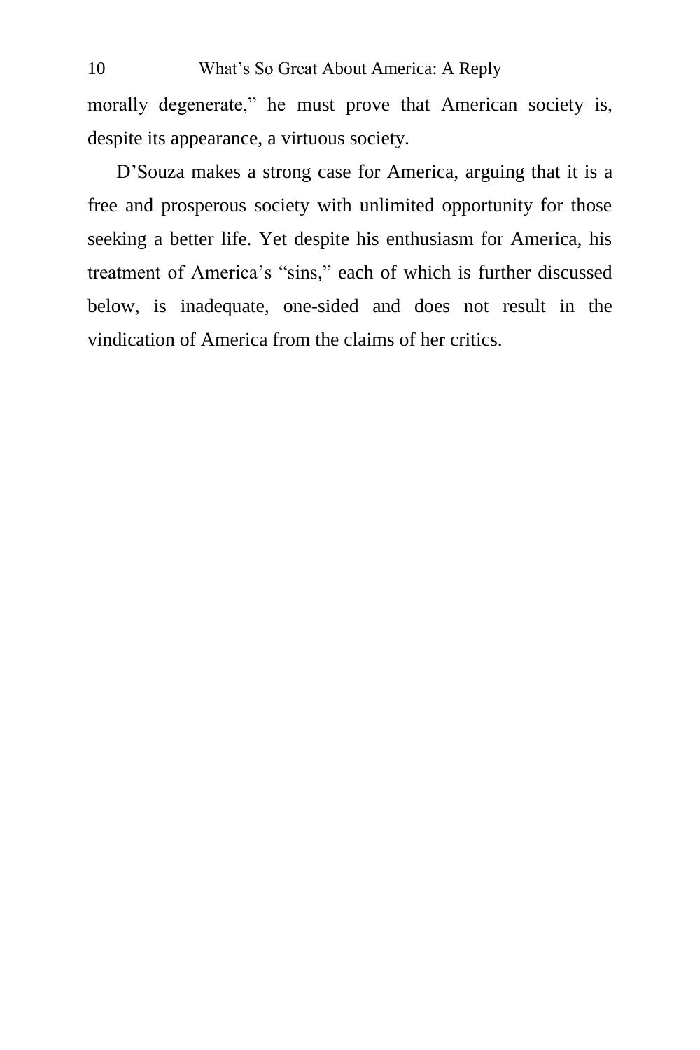morally degenerate," he must prove that American society is, despite its appearance, a virtuous society.

D'Souza makes a strong case for America, arguing that it is a free and prosperous society with unlimited opportunity for those seeking a better life. Yet despite his enthusiasm for America, his treatment of America's "sins," each of which is further discussed below, is inadequate, one-sided and does not result in the vindication of America from the claims of her critics.